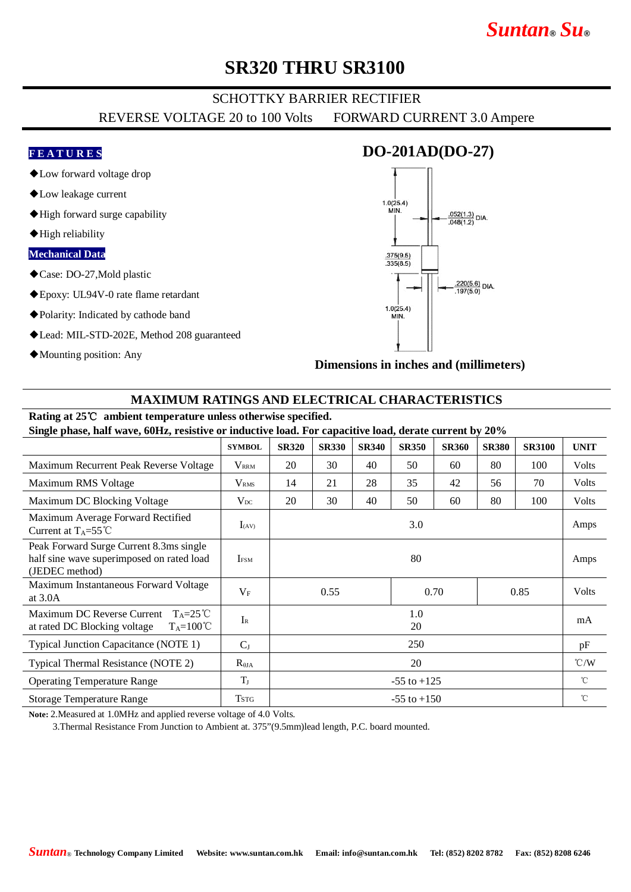Suntan® Su®

# SR320 THRU SR3100

## SCHOTTKY BARRIER RECTIFIER

REVERSE VOLTAGE 20 to 100 Volts FORWARD CURRENT 3.0 Ampere

**FEATURES**

- ◆Low forward voltage drop
- ◆Low leakage current
- ◆High forward surge capability
- ◆High reliability

**Mechanical Data**

- ◆Case: DO-27,Mold plastic
- ◆Epoxy: UL94V-0 rate flame retardant
- ◆Polarity: Indicated by cathode band
- ◆Lead: MIL-STD-202E, Method 208 guaranteed
- ◆Mounting position: Any

## DO-201AD(DO-27)

1.0(25.4) MIN.

.052(1.3) / .048(1.2) DIA.

.375(9.5) / .335(8.5)

.220(5.6) / .197(5.0) DIA.

1.0(25.4) MIN.

**Dimensions in inches and (millimeters)**

## MAXIMUM RATINGS AND ELECTRICAL CHARACTERISTICS

**Rating at 25℃ ambient temperature unless otherwise specified.**
**Single phase, half wave, 60Hz, resistive or inductive load. For capacitive load, derate current by 20%**

| | SYMBOL | SR320 | SR330 | SR340 | SR350 | SR360 | SR380 | SR3100 | UNIT |
|---|---|---|---|---|---|---|---|---|---|
| Maximum Recurrent Peak Reverse Voltage | $V_{RRM}$ | 20 | 30 | 40 | 50 | 60 | 80 | 100 | Volts |
| Maximum RMS Voltage | $V_{RMS}$ | 14 | 21 | 28 | 35 | 42 | 56 | 70 | Volts |
| Maximum DC Blocking Voltage | $V_{DC}$ | 20 | 30 | 40 | 50 | 60 | 80 | 100 | Volts |
| Maximum Average Forward Rectified Current at $T_A$=55℃ | $I_{(AV)}$ | 3.0 | | | | | | | Amps |
| Peak Forward Surge Current 8.3ms single half sine wave superimposed on rated load (JEDEC method) | $I_{FSM}$ | 80 | | | | | | | Amps |
| Maximum Instantaneous Forward Voltage at 3.0A | $V_F$ | 0.55 | | | 0.70 | | 0.85 | | Volts |
| Maximum DC Reverse Current $T_A$=25℃ at rated DC Blocking voltage $T_A$=100℃ | $I_R$ | 1.0 / 20 | | | | | | | mA |
| Typical Junction Capacitance (NOTE 1) | $C_J$ | 250 | | | | | | | pF |
| Typical Thermal Resistance (NOTE 2) | $R_{\theta JA}$ | 20 | | | | | | | ℃/W |
| Operating Temperature Range | $T_J$ | -55 to +125 | | | | | | | ℃ |
| Storage Temperature Range | $T_{STG}$ | -55 to +150 | | | | | | | ℃ |

**Note:** 2.Measured at 1.0MHz and applied reverse voltage of 4.0 Volts.
3.Thermal Resistance From Junction to Ambient at. 375"(9.5mm)lead length, P.C. board mounted.

Suntan® Technology Company Limited Website: www.suntan.com.hk Email: info@suntan.com.hk Tel: (852) 8202 8782 Fax: (852) 8208 6246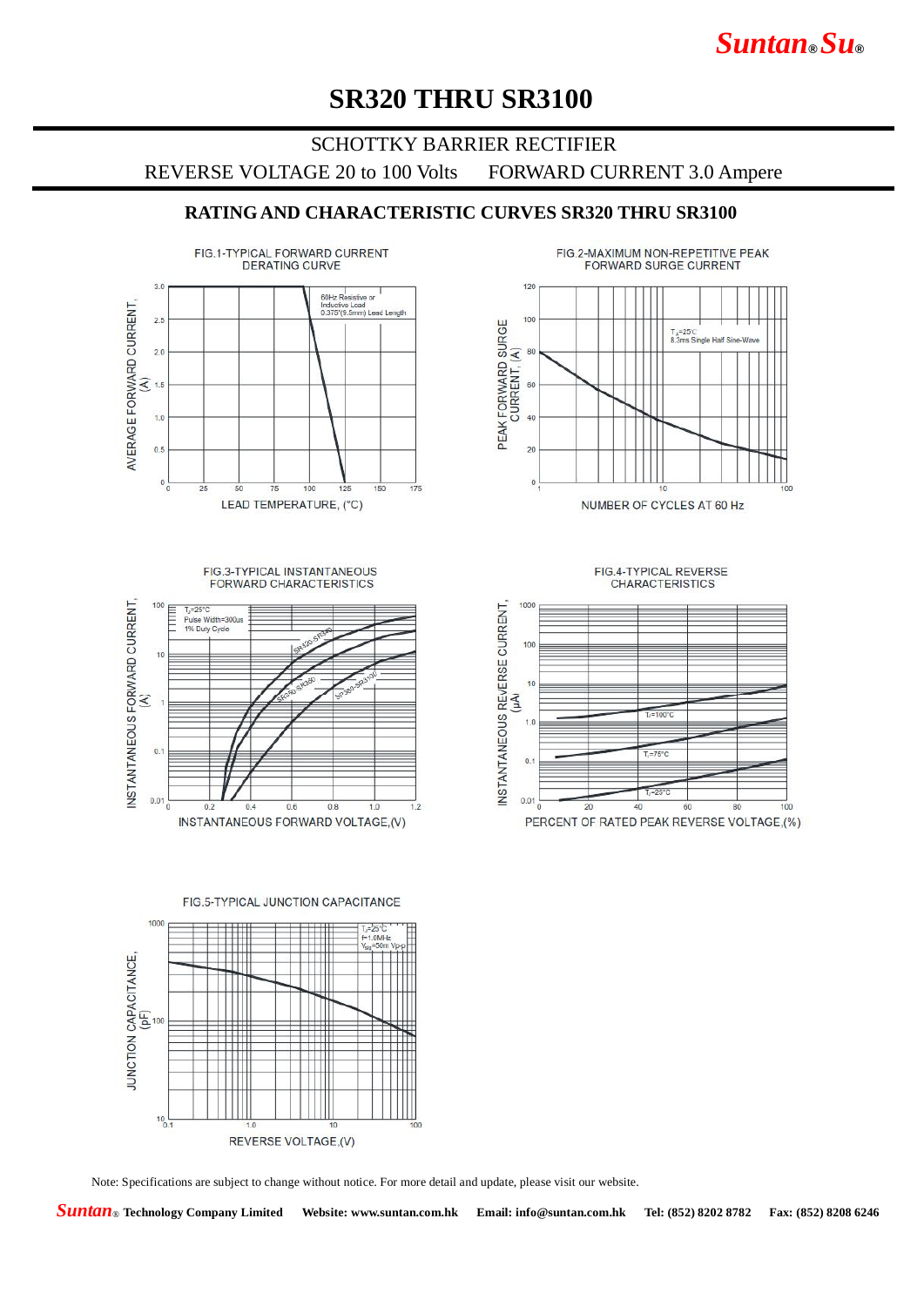# SR320 THRU SR3100

SCHOTTKY BARRIER RECTIFIER

REVERSE VOLTAGE 20 to 100 Volts FORWARD CURRENT 3.0 Ampere

## RATING AND CHARACTERISTIC CURVES SR320 THRU SR3100

FIG.1-TYPICAL FORWARD CURRENT DERATING CURVE

AVERAGE FORWARD CURRENT, (A)

3.0
2.5
2.0
1.5
1.0
0.5
0

0 25 50 75 100 125 150 175

60Hz Resistive or Inductive Load 0.375"(9.5mm) Lead Length

LEAD TEMPERATURE, (°C)

FIG.2-MAXIMUM NON-REPETITIVE PEAK FORWARD SURGE CURRENT

PEAK FORWARD SURGE CURRENT, (A)

120
100
80
60
40
20
0

1 10 100

$T_A$=25°C
8.3ms Single Half Sine-Wave

NUMBER OF CYCLES AT 60 Hz

FIG.3-TYPICAL INSTANTANEOUS FORWARD CHARACTERISTICS

INSTANTANEOUS FORWARD CURRENT, (A)

100
10
1
0.1
0.01

0 0.2 0.4 0.6 0.8 1.0 1.2

$T_J$=25°C
Pulse Width=300us
1% Duty Cycle

SR320-SR340

SR350-SR360

SR380-SR3100

INSTANTANEOUS FORWARD VOLTAGE,(V)

FIG.4-TYPICAL REVERSE CHARACTERISTICS

INSTANTANEOUS REVERSE CURRENT, (μA)

1000
100
10
1.0
0.1
0.01

0 20 40 60 80 100

$T_J$=100°C

$T_J$=75°C

$T_J$=25°C

PERCENT OF RATED PEAK REVERSE VOLTAGE,(%)

FIG.5-TYPICAL JUNCTION CAPACITANCE

JUNCTION CAPACITANCE, (pF)

1000
100
10

0.1 1.0 10 100

$T_J$=25°C
f=1.0MHz
$V_{sig}$=50m Vp-p

REVERSE VOLTAGE,(V)

Note: Specifications are subject to change without notice. For more detail and update, please visit our website.

*Suntan*® **Technology Company Limited** **Website: www.suntan.com.hk** **Email: info@suntan.com.hk** **Tel: (852) 8202 8782** **Fax: (852) 8208 6246**